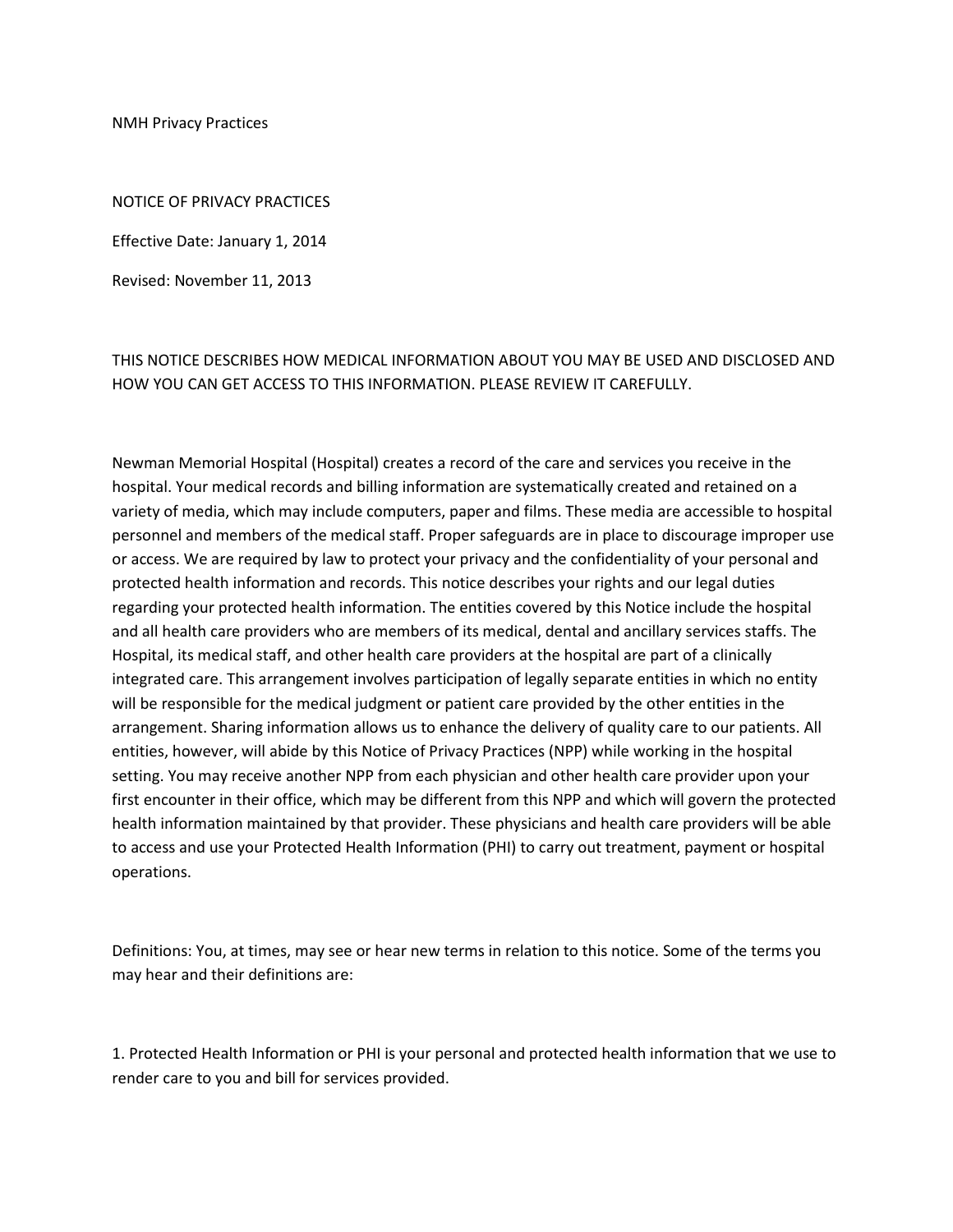NMH Privacy Practices

# NOTICE OF PRIVACY PRACTICES

Effective Date: January 1, 2014

Revised: November 11, 2013

THIS NOTICE DESCRIBES HOW MEDICAL INFORMATION ABOUT YOU MAY BE USED AND DISCLOSED AND HOW YOU CAN GET ACCESS TO THIS INFORMATION. PLEASE REVIEW IT CAREFULLY.

Newman Memorial Hospital (Hospital) creates a record of the care and services you receive in the hospital. Your medical records and billing information are systematically created and retained on a variety of media, which may include computers, paper and films. These media are accessible to hospital personnel and members of the medical staff. Proper safeguards are in place to discourage improper use or access. We are required by law to protect your privacy and the confidentiality of your personal and protected health information and records. This notice describes your rights and our legal duties regarding your protected health information. The entities covered by this Notice include the hospital and all health care providers who are members of its medical, dental and ancillary services staffs. The Hospital, its medical staff, and other health care providers at the hospital are part of a clinically integrated care. This arrangement involves participation of legally separate entities in which no entity will be responsible for the medical judgment or patient care provided by the other entities in the arrangement. Sharing information allows us to enhance the delivery of quality care to our patients. All entities, however, will abide by this Notice of Privacy Practices (NPP) while working in the hospital setting. You may receive another NPP from each physician and other health care provider upon your first encounter in their office, which may be different from this NPP and which will govern the protected health information maintained by that provider. These physicians and health care providers will be able to access and use your Protected Health Information (PHI) to carry out treatment, payment or hospital operations.

Definitions: You, at times, may see or hear new terms in relation to this notice. Some of the terms you may hear and their definitions are:

1. Protected Health Information or PHI is your personal and protected health information that we use to render care to you and bill for services provided.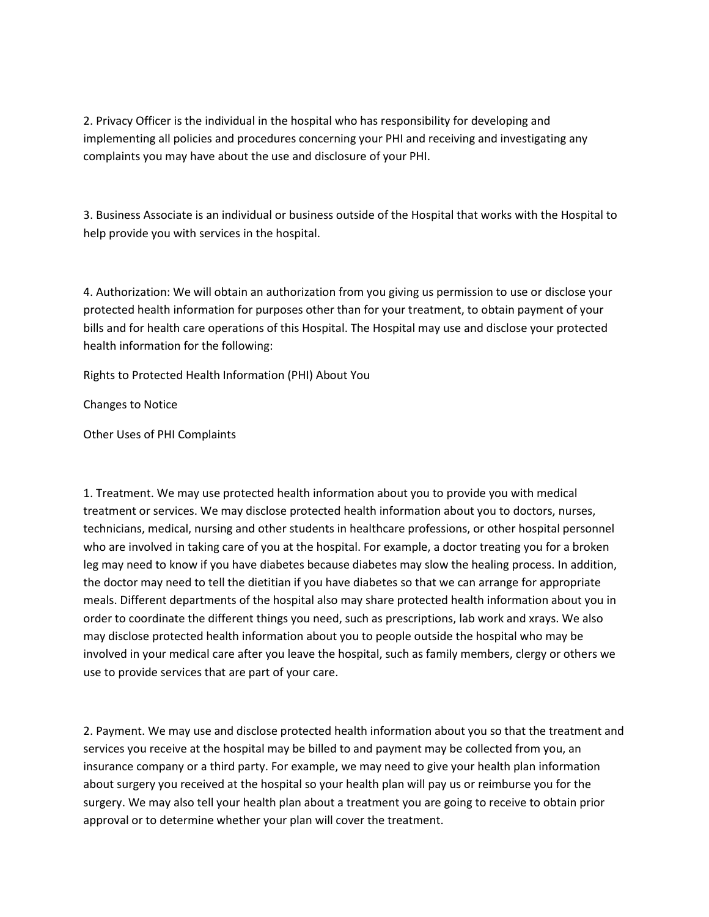2. Privacy Officer is the individual in the hospital who has responsibility for developing and implementing all policies and procedures concerning your PHI and receiving and investigating any complaints you may have about the use and disclosure of your PHI.

3. Business Associate is an individual or business outside of the Hospital that works with the Hospital to help provide you with services in the hospital.

4. Authorization: We will obtain an authorization from you giving us permission to use or disclose your protected health information for purposes other than for your treatment, to obtain payment of your bills and for health care operations of this Hospital. The Hospital may use and disclose your protected health information for the following:

Rights to Protected Health Information (PHI) About You

Changes to Notice

Other Uses of PHI Complaints

1. Treatment. We may use protected health information about you to provide you with medical treatment or services. We may disclose protected health information about you to doctors, nurses, technicians, medical, nursing and other students in healthcare professions, or other hospital personnel who are involved in taking care of you at the hospital. For example, a doctor treating you for a broken leg may need to know if you have diabetes because diabetes may slow the healing process. In addition, the doctor may need to tell the dietitian if you have diabetes so that we can arrange for appropriate meals. Different departments of the hospital also may share protected health information about you in order to coordinate the different things you need, such as prescriptions, lab work and xrays. We also may disclose protected health information about you to people outside the hospital who may be involved in your medical care after you leave the hospital, such as family members, clergy or others we use to provide services that are part of your care.

2. Payment. We may use and disclose protected health information about you so that the treatment and services you receive at the hospital may be billed to and payment may be collected from you, an insurance company or a third party. For example, we may need to give your health plan information about surgery you received at the hospital so your health plan will pay us or reimburse you for the surgery. We may also tell your health plan about a treatment you are going to receive to obtain prior approval or to determine whether your plan will cover the treatment.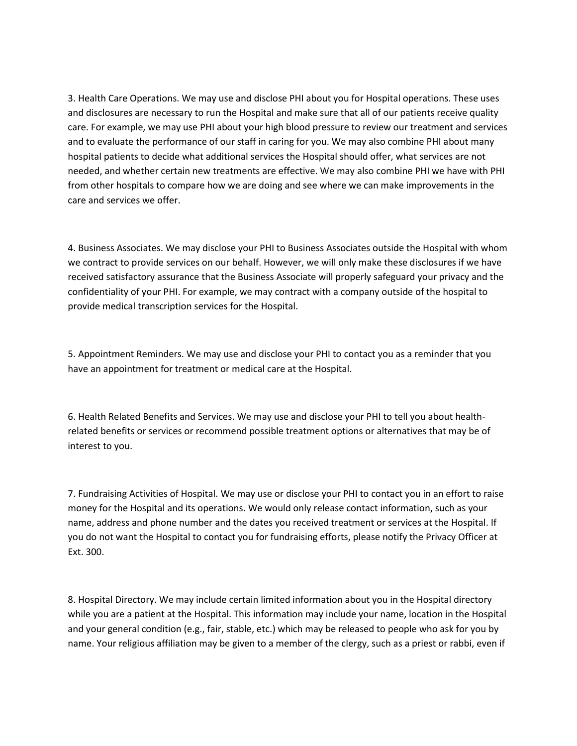3. Health Care Operations. We may use and disclose PHI about you for Hospital operations. These uses and disclosures are necessary to run the Hospital and make sure that all of our patients receive quality care. For example, we may use PHI about your high blood pressure to review our treatment and services and to evaluate the performance of our staff in caring for you. We may also combine PHI about many hospital patients to decide what additional services the Hospital should offer, what services are not needed, and whether certain new treatments are effective. We may also combine PHI we have with PHI from other hospitals to compare how we are doing and see where we can make improvements in the care and services we offer.

4. Business Associates. We may disclose your PHI to Business Associates outside the Hospital with whom we contract to provide services on our behalf. However, we will only make these disclosures if we have received satisfactory assurance that the Business Associate will properly safeguard your privacy and the confidentiality of your PHI. For example, we may contract with a company outside of the hospital to provide medical transcription services for the Hospital.

5. Appointment Reminders. We may use and disclose your PHI to contact you as a reminder that you have an appointment for treatment or medical care at the Hospital.

6. Health Related Benefits and Services. We may use and disclose your PHI to tell you about health-related benefits or services or recommend possible treatment options or alternatives that may be of interest to you.

7. Fundraising Activities of Hospital. We may use or disclose your PHI to contact you in an effort to raise money for the Hospital and its operations. We would only release contact information, such as your name, address and phone number and the dates you received treatment or services at the Hospital. If you do not want the Hospital to contact you for fundraising efforts, please notify the Privacy Officer at Ext. 300.

8. Hospital Directory. We may include certain limited information about you in the Hospital directory while you are a patient at the Hospital. This information may include your name, location in the Hospital and your general condition (e.g., fair, stable, etc.) which may be released to people who ask for you by name. Your religious affiliation may be given to a member of the clergy, such as a priest or rabbi, even if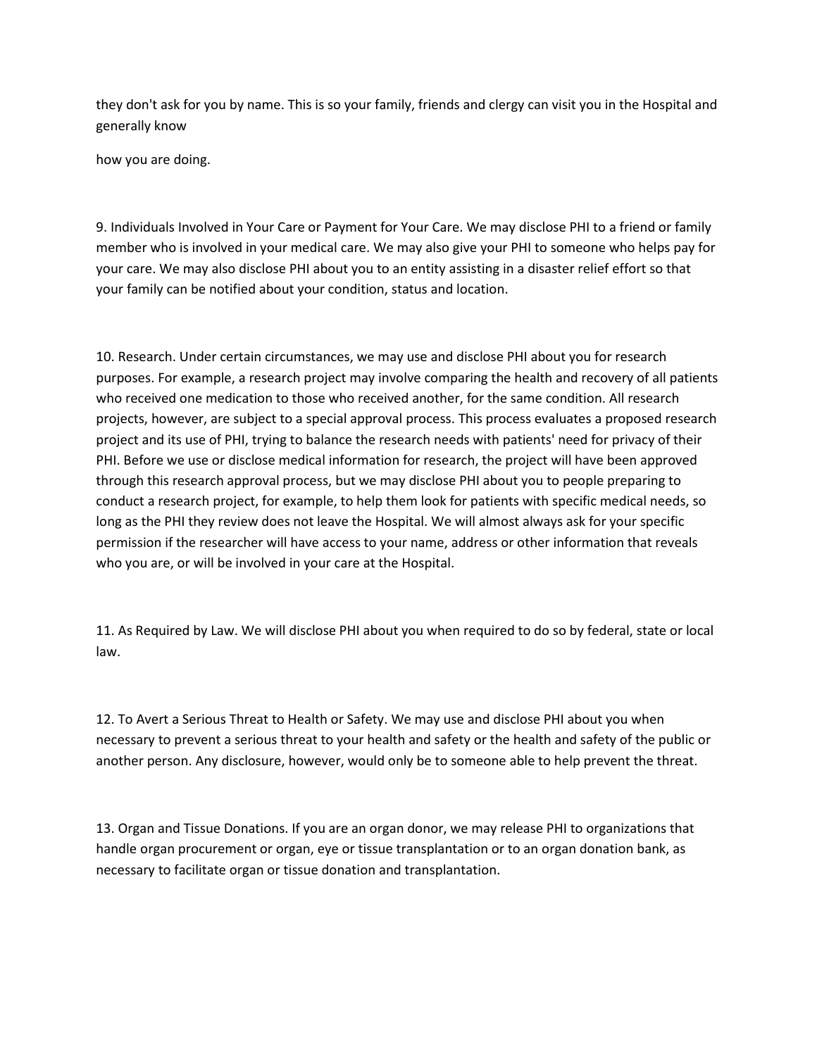they don't ask for you by name. This is so your family, friends and clergy can visit you in the Hospital and generally know

how you are doing.

9. Individuals Involved in Your Care or Payment for Your Care. We may disclose PHI to a friend or family member who is involved in your medical care. We may also give your PHI to someone who helps pay for your care. We may also disclose PHI about you to an entity assisting in a disaster relief effort so that your family can be notified about your condition, status and location.

10. Research. Under certain circumstances, we may use and disclose PHI about you for research purposes. For example, a research project may involve comparing the health and recovery of all patients who received one medication to those who received another, for the same condition. All research projects, however, are subject to a special approval process. This process evaluates a proposed research project and its use of PHI, trying to balance the research needs with patients' need for privacy of their PHI. Before we use or disclose medical information for research, the project will have been approved through this research approval process, but we may disclose PHI about you to people preparing to conduct a research project, for example, to help them look for patients with specific medical needs, so long as the PHI they review does not leave the Hospital. We will almost always ask for your specific permission if the researcher will have access to your name, address or other information that reveals who you are, or will be involved in your care at the Hospital.

11. As Required by Law. We will disclose PHI about you when required to do so by federal, state or local law.

12. To Avert a Serious Threat to Health or Safety. We may use and disclose PHI about you when necessary to prevent a serious threat to your health and safety or the health and safety of the public or another person. Any disclosure, however, would only be to someone able to help prevent the threat.

13. Organ and Tissue Donations. If you are an organ donor, we may release PHI to organizations that handle organ procurement or organ, eye or tissue transplantation or to an organ donation bank, as necessary to facilitate organ or tissue donation and transplantation.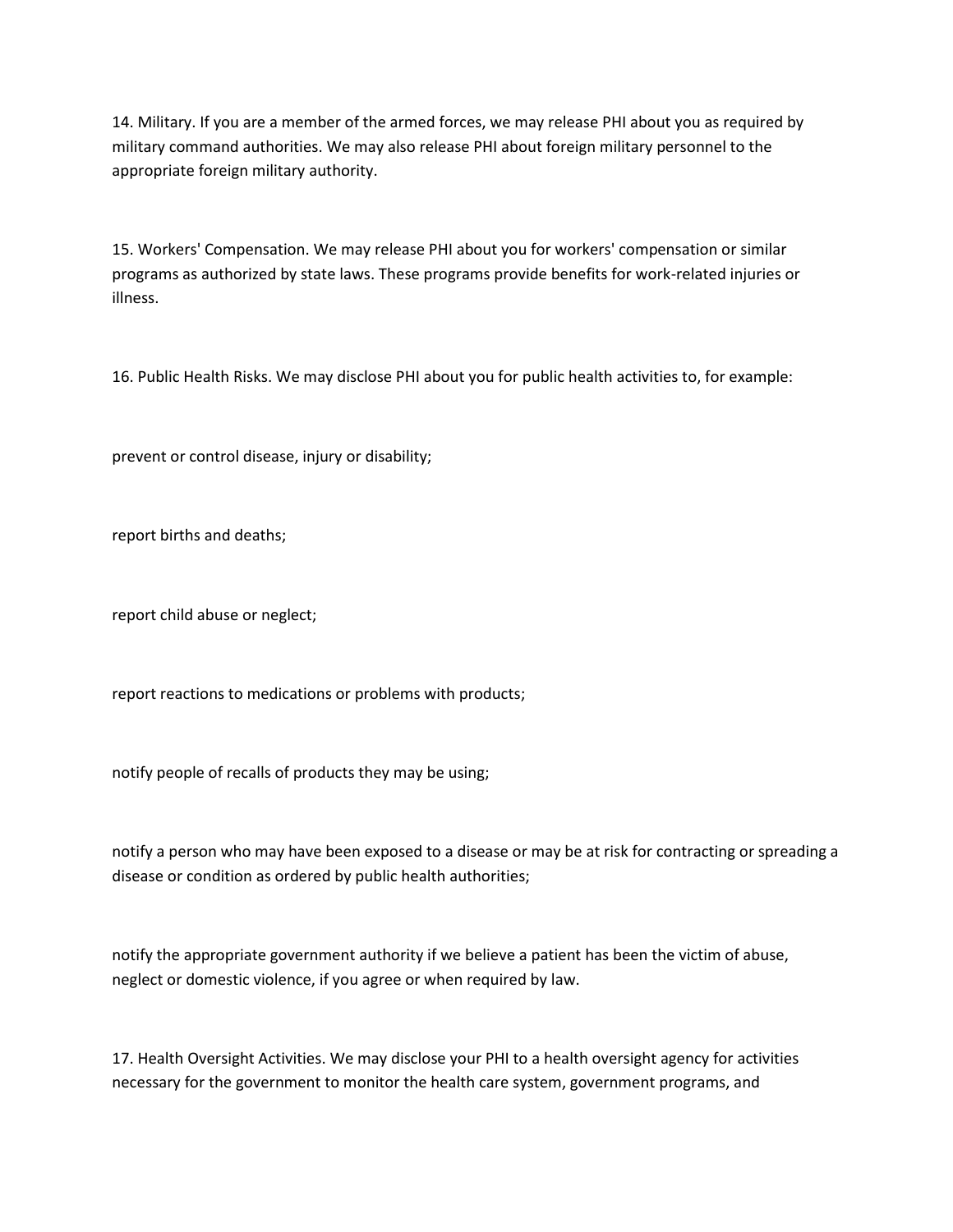14. Military. If you are a member of the armed forces, we may release PHI about you as required by military command authorities. We may also release PHI about foreign military personnel to the appropriate foreign military authority.

15. Workers' Compensation. We may release PHI about you for workers' compensation or similar programs as authorized by state laws. These programs provide benefits for work-related injuries or illness.

16. Public Health Risks. We may disclose PHI about you for public health activities to, for example:

prevent or control disease, injury or disability;

report births and deaths;

report child abuse or neglect;

report reactions to medications or problems with products;

notify people of recalls of products they may be using;

notify a person who may have been exposed to a disease or may be at risk for contracting or spreading a disease or condition as ordered by public health authorities;

notify the appropriate government authority if we believe a patient has been the victim of abuse, neglect or domestic violence, if you agree or when required by law.

17. Health Oversight Activities. We may disclose your PHI to a health oversight agency for activities necessary for the government to monitor the health care system, government programs, and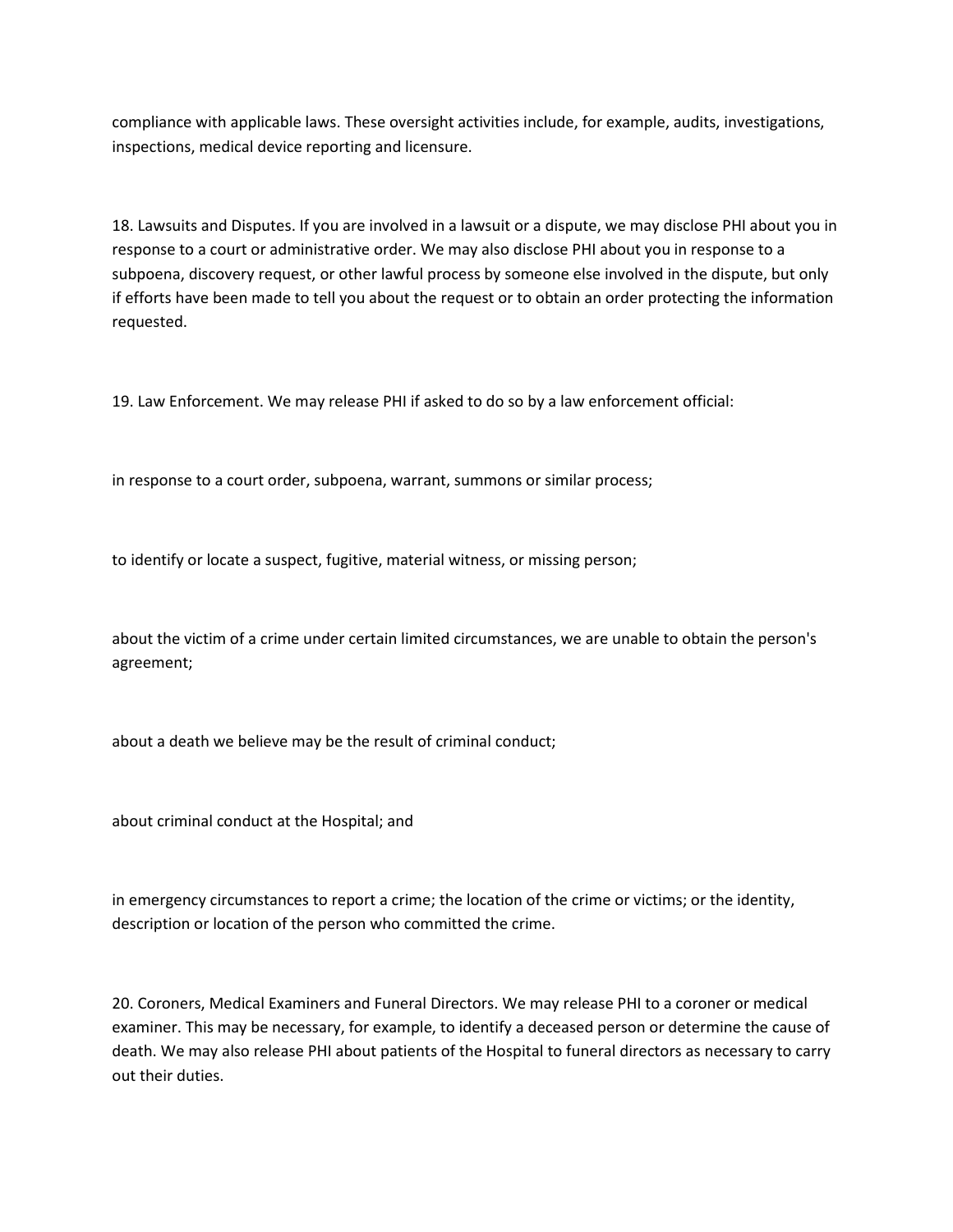compliance with applicable laws. These oversight activities include, for example, audits, investigations, inspections, medical device reporting and licensure.

18. Lawsuits and Disputes. If you are involved in a lawsuit or a dispute, we may disclose PHI about you in response to a court or administrative order. We may also disclose PHI about you in response to a subpoena, discovery request, or other lawful process by someone else involved in the dispute, but only if efforts have been made to tell you about the request or to obtain an order protecting the information requested.

19. Law Enforcement. We may release PHI if asked to do so by a law enforcement official:

in response to a court order, subpoena, warrant, summons or similar process;

to identify or locate a suspect, fugitive, material witness, or missing person;

about the victim of a crime under certain limited circumstances, we are unable to obtain the person's agreement;

about a death we believe may be the result of criminal conduct;

about criminal conduct at the Hospital; and

in emergency circumstances to report a crime; the location of the crime or victims; or the identity, description or location of the person who committed the crime.

20. Coroners, Medical Examiners and Funeral Directors. We may release PHI to a coroner or medical examiner. This may be necessary, for example, to identify a deceased person or determine the cause of death. We may also release PHI about patients of the Hospital to funeral directors as necessary to carry out their duties.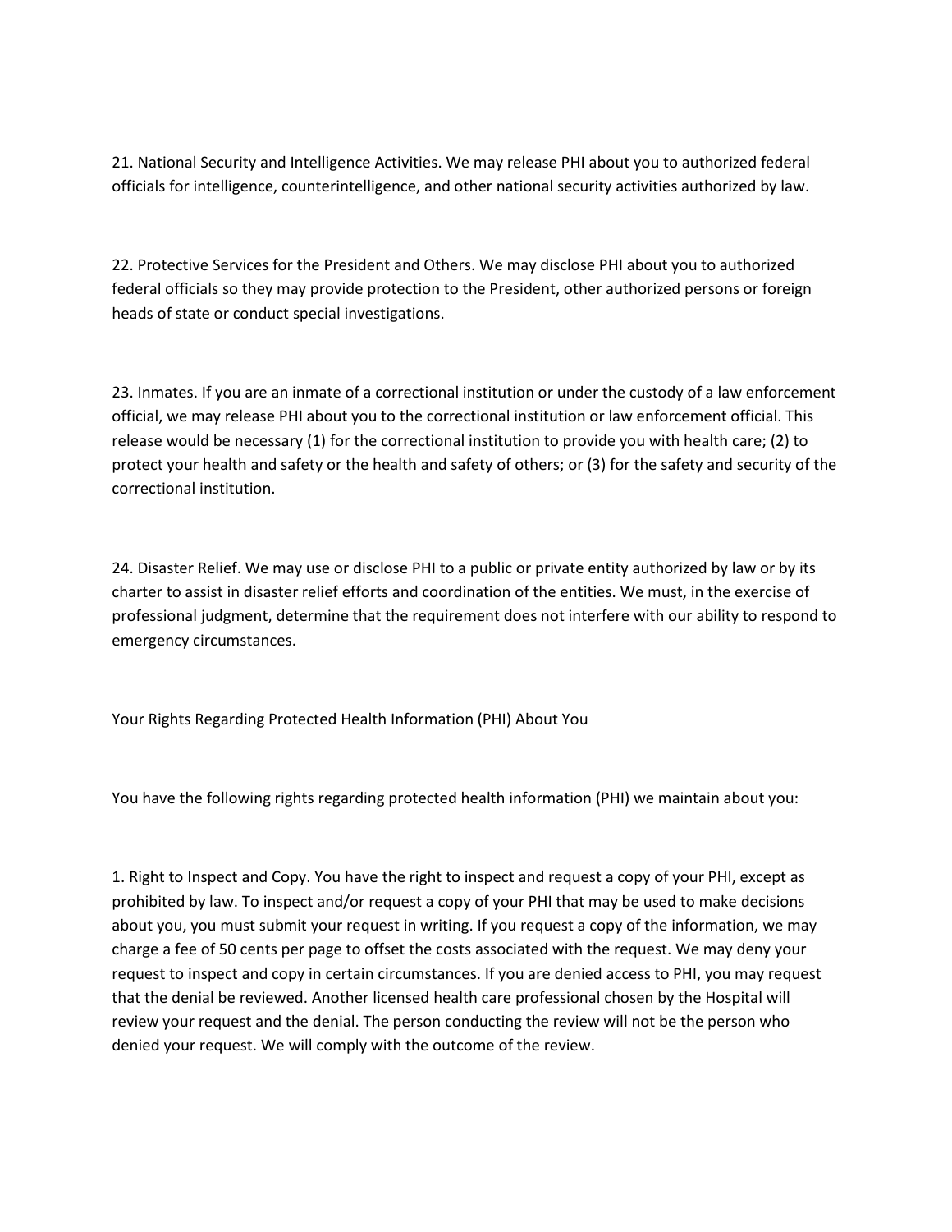21. National Security and Intelligence Activities. We may release PHI about you to authorized federal officials for intelligence, counterintelligence, and other national security activities authorized by law.

22. Protective Services for the President and Others. We may disclose PHI about you to authorized federal officials so they may provide protection to the President, other authorized persons or foreign heads of state or conduct special investigations.

23. Inmates. If you are an inmate of a correctional institution or under the custody of a law enforcement official, we may release PHI about you to the correctional institution or law enforcement official. This release would be necessary (1) for the correctional institution to provide you with health care; (2) to protect your health and safety or the health and safety of others; or (3) for the safety and security of the correctional institution.

24. Disaster Relief. We may use or disclose PHI to a public or private entity authorized by law or by its charter to assist in disaster relief efforts and coordination of the entities. We must, in the exercise of professional judgment, determine that the requirement does not interfere with our ability to respond to emergency circumstances.

## Your Rights Regarding Protected Health Information (PHI) About You

You have the following rights regarding protected health information (PHI) we maintain about you:

1. Right to Inspect and Copy. You have the right to inspect and request a copy of your PHI, except as prohibited by law. To inspect and/or request a copy of your PHI that may be used to make decisions about you, you must submit your request in writing. If you request a copy of the information, we may charge a fee of 50 cents per page to offset the costs associated with the request. We may deny your request to inspect and copy in certain circumstances. If you are denied access to PHI, you may request that the denial be reviewed. Another licensed health care professional chosen by the Hospital will review your request and the denial. The person conducting the review will not be the person who denied your request. We will comply with the outcome of the review.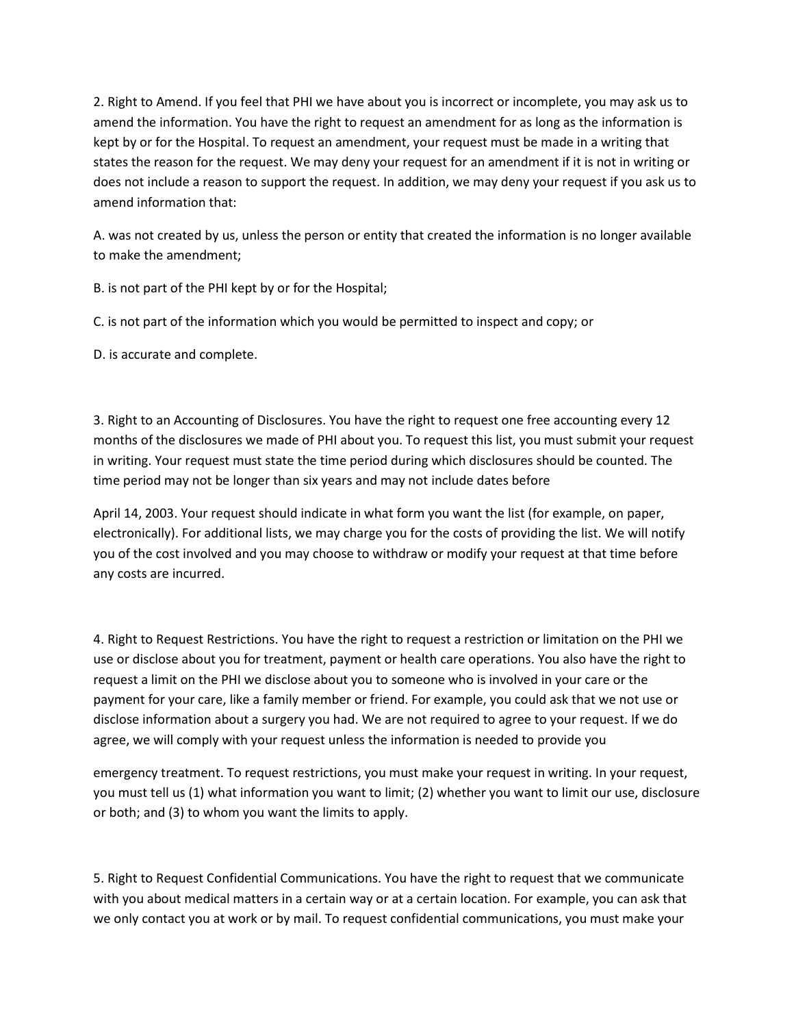2. Right to Amend. If you feel that PHI we have about you is incorrect or incomplete, you may ask us to amend the information. You have the right to request an amendment for as long as the information is kept by or for the Hospital. To request an amendment, your request must be made in a writing that states the reason for the request. We may deny your request for an amendment if it is not in writing or does not include a reason to support the request. In addition, we may deny your request if you ask us to amend information that:

A. was not created by us, unless the person or entity that created the information is no longer available to make the amendment;

B. is not part of the PHI kept by or for the Hospital;

C. is not part of the information which you would be permitted to inspect and copy; or

D. is accurate and complete.

3. Right to an Accounting of Disclosures. You have the right to request one free accounting every 12 months of the disclosures we made of PHI about you. To request this list, you must submit your request in writing. Your request must state the time period during which disclosures should be counted. The time period may not be longer than six years and may not include dates before

April 14, 2003. Your request should indicate in what form you want the list (for example, on paper, electronically). For additional lists, we may charge you for the costs of providing the list. We will notify you of the cost involved and you may choose to withdraw or modify your request at that time before any costs are incurred.

4. Right to Request Restrictions. You have the right to request a restriction or limitation on the PHI we use or disclose about you for treatment, payment or health care operations. You also have the right to request a limit on the PHI we disclose about you to someone who is involved in your care or the payment for your care, like a family member or friend. For example, you could ask that we not use or disclose information about a surgery you had. We are not required to agree to your request. If we do agree, we will comply with your request unless the information is needed to provide you

emergency treatment. To request restrictions, you must make your request in writing. In your request, you must tell us (1) what information you want to limit; (2) whether you want to limit our use, disclosure or both; and (3) to whom you want the limits to apply.

5. Right to Request Confidential Communications. You have the right to request that we communicate with you about medical matters in a certain way or at a certain location. For example, you can ask that we only contact you at work or by mail. To request confidential communications, you must make your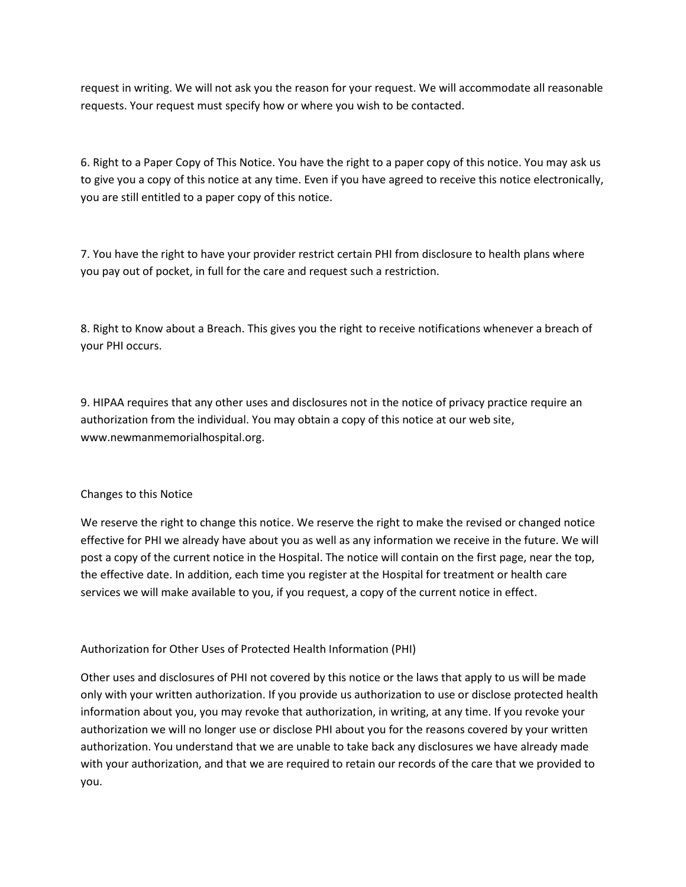request in writing. We will not ask you the reason for your request. We will accommodate all reasonable requests. Your request must specify how or where you wish to be contacted.

6. Right to a Paper Copy of This Notice. You have the right to a paper copy of this notice. You may ask us to give you a copy of this notice at any time. Even if you have agreed to receive this notice electronically, you are still entitled to a paper copy of this notice.

7. You have the right to have your provider restrict certain PHI from disclosure to health plans where you pay out of pocket, in full for the care and request such a restriction.

8. Right to Know about a Breach. This gives you the right to receive notifications whenever a breach of your PHI occurs.

9. HIPAA requires that any other uses and disclosures not in the notice of privacy practice require an authorization from the individual. You may obtain a copy of this notice at our web site, www.newmanmemorialhospital.org.

## Changes to this Notice

We reserve the right to change this notice. We reserve the right to make the revised or changed notice effective for PHI we already have about you as well as any information we receive in the future. We will post a copy of the current notice in the Hospital. The notice will contain on the first page, near the top, the effective date. In addition, each time you register at the Hospital for treatment or health care services we will make available to you, if you request, a copy of the current notice in effect.

## Authorization for Other Uses of Protected Health Information (PHI)

Other uses and disclosures of PHI not covered by this notice or the laws that apply to us will be made only with your written authorization. If you provide us authorization to use or disclose protected health information about you, you may revoke that authorization, in writing, at any time. If you revoke your authorization we will no longer use or disclose PHI about you for the reasons covered by your written authorization. You understand that we are unable to take back any disclosures we have already made with your authorization, and that we are required to retain our records of the care that we provided to you.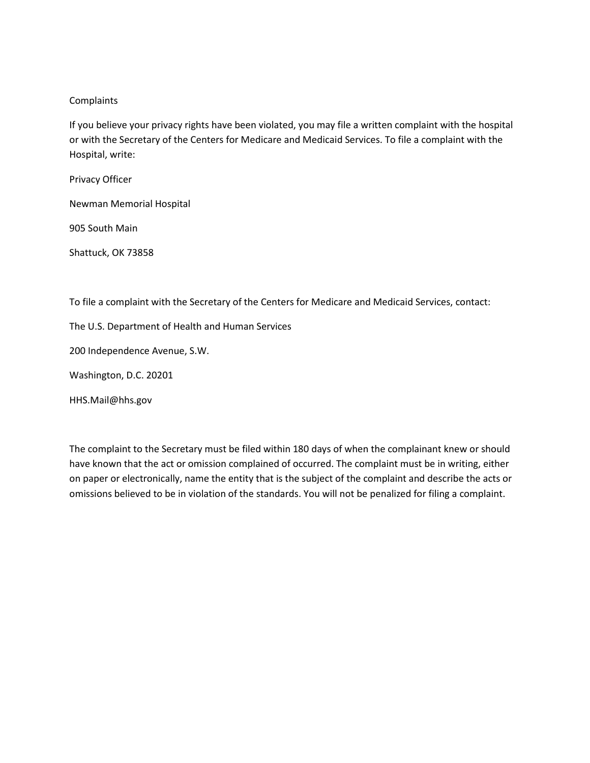## Complaints

If you believe your privacy rights have been violated, you may file a written complaint with the hospital or with the Secretary of the Centers for Medicare and Medicaid Services. To file a complaint with the Hospital, write:

Privacy Officer

Newman Memorial Hospital

905 South Main

Shattuck, OK 73858

To file a complaint with the Secretary of the Centers for Medicare and Medicaid Services, contact:

The U.S. Department of Health and Human Services

200 Independence Avenue, S.W.

Washington, D.C. 20201

HHS.Mail@hhs.gov

The complaint to the Secretary must be filed within 180 days of when the complainant knew or should have known that the act or omission complained of occurred. The complaint must be in writing, either on paper or electronically, name the entity that is the subject of the complaint and describe the acts or omissions believed to be in violation of the standards. You will not be penalized for filing a complaint.